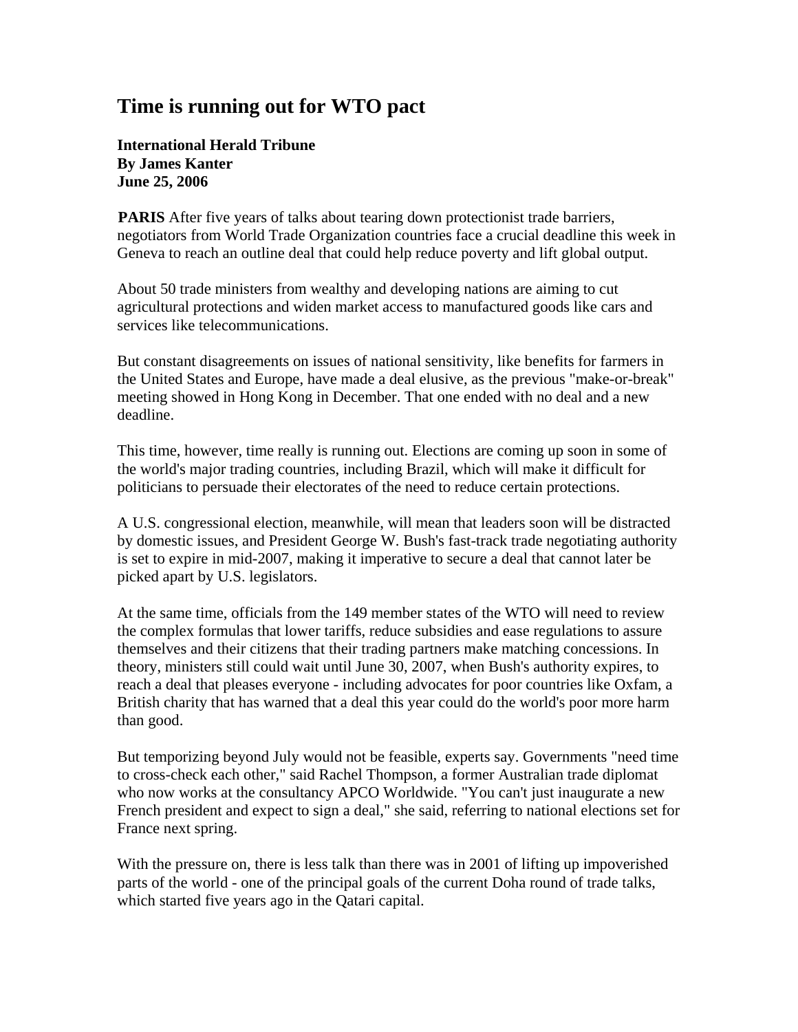# Time is running out for WTO pact

**International Herald Tribune**
**By James Kanter**
**June 25, 2006**

**PARIS** After five years of talks about tearing down protectionist trade barriers, negotiators from World Trade Organization countries face a crucial deadline this week in Geneva to reach an outline deal that could help reduce poverty and lift global output.

About 50 trade ministers from wealthy and developing nations are aiming to cut agricultural protections and widen market access to manufactured goods like cars and services like telecommunications.

But constant disagreements on issues of national sensitivity, like benefits for farmers in the United States and Europe, have made a deal elusive, as the previous "make-or-break" meeting showed in Hong Kong in December. That one ended with no deal and a new deadline.

This time, however, time really is running out. Elections are coming up soon in some of the world's major trading countries, including Brazil, which will make it difficult for politicians to persuade their electorates of the need to reduce certain protections.

A U.S. congressional election, meanwhile, will mean that leaders soon will be distracted by domestic issues, and President George W. Bush's fast-track trade negotiating authority is set to expire in mid-2007, making it imperative to secure a deal that cannot later be picked apart by U.S. legislators.

At the same time, officials from the 149 member states of the WTO will need to review the complex formulas that lower tariffs, reduce subsidies and ease regulations to assure themselves and their citizens that their trading partners make matching concessions. In theory, ministers still could wait until June 30, 2007, when Bush's authority expires, to reach a deal that pleases everyone - including advocates for poor countries like Oxfam, a British charity that has warned that a deal this year could do the world's poor more harm than good.

But temporizing beyond July would not be feasible, experts say. Governments "need time to cross-check each other," said Rachel Thompson, a former Australian trade diplomat who now works at the consultancy APCO Worldwide. "You can't just inaugurate a new French president and expect to sign a deal," she said, referring to national elections set for France next spring.

With the pressure on, there is less talk than there was in 2001 of lifting up impoverished parts of the world - one of the principal goals of the current Doha round of trade talks, which started five years ago in the Qatari capital.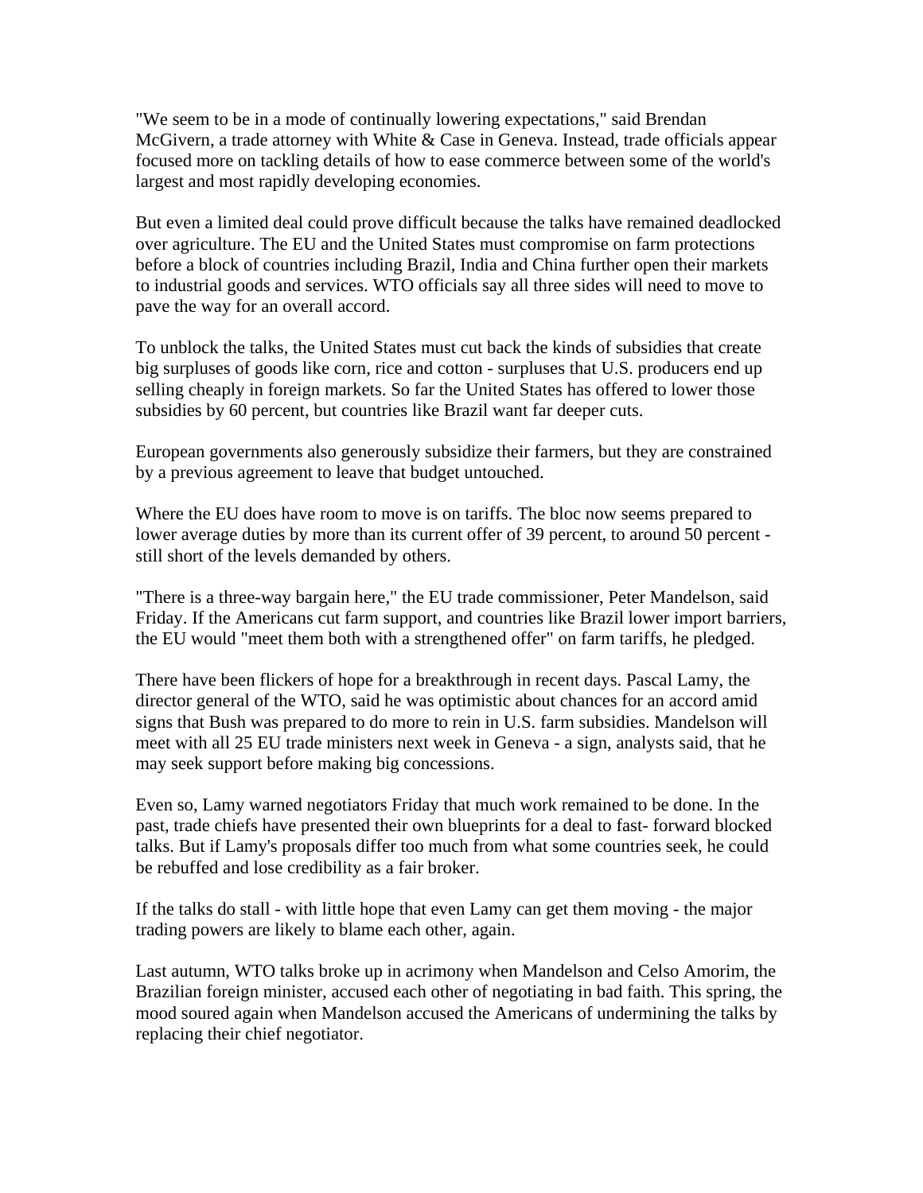"We seem to be in a mode of continually lowering expectations," said Brendan McGivern, a trade attorney with White & Case in Geneva. Instead, trade officials appear focused more on tackling details of how to ease commerce between some of the world's largest and most rapidly developing economies.

But even a limited deal could prove difficult because the talks have remained deadlocked over agriculture. The EU and the United States must compromise on farm protections before a block of countries including Brazil, India and China further open their markets to industrial goods and services. WTO officials say all three sides will need to move to pave the way for an overall accord.

To unblock the talks, the United States must cut back the kinds of subsidies that create big surpluses of goods like corn, rice and cotton - surpluses that U.S. producers end up selling cheaply in foreign markets. So far the United States has offered to lower those subsidies by 60 percent, but countries like Brazil want far deeper cuts.

European governments also generously subsidize their farmers, but they are constrained by a previous agreement to leave that budget untouched.

Where the EU does have room to move is on tariffs. The bloc now seems prepared to lower average duties by more than its current offer of 39 percent, to around 50 percent - still short of the levels demanded by others.

"There is a three-way bargain here," the EU trade commissioner, Peter Mandelson, said Friday. If the Americans cut farm support, and countries like Brazil lower import barriers, the EU would "meet them both with a strengthened offer" on farm tariffs, he pledged.

There have been flickers of hope for a breakthrough in recent days. Pascal Lamy, the director general of the WTO, said he was optimistic about chances for an accord amid signs that Bush was prepared to do more to rein in U.S. farm subsidies. Mandelson will meet with all 25 EU trade ministers next week in Geneva - a sign, analysts said, that he may seek support before making big concessions.

Even so, Lamy warned negotiators Friday that much work remained to be done. In the past, trade chiefs have presented their own blueprints for a deal to fast- forward blocked talks. But if Lamy's proposals differ too much from what some countries seek, he could be rebuffed and lose credibility as a fair broker.

If the talks do stall - with little hope that even Lamy can get them moving - the major trading powers are likely to blame each other, again.

Last autumn, WTO talks broke up in acrimony when Mandelson and Celso Amorim, the Brazilian foreign minister, accused each other of negotiating in bad faith. This spring, the mood soured again when Mandelson accused the Americans of undermining the talks by replacing their chief negotiator.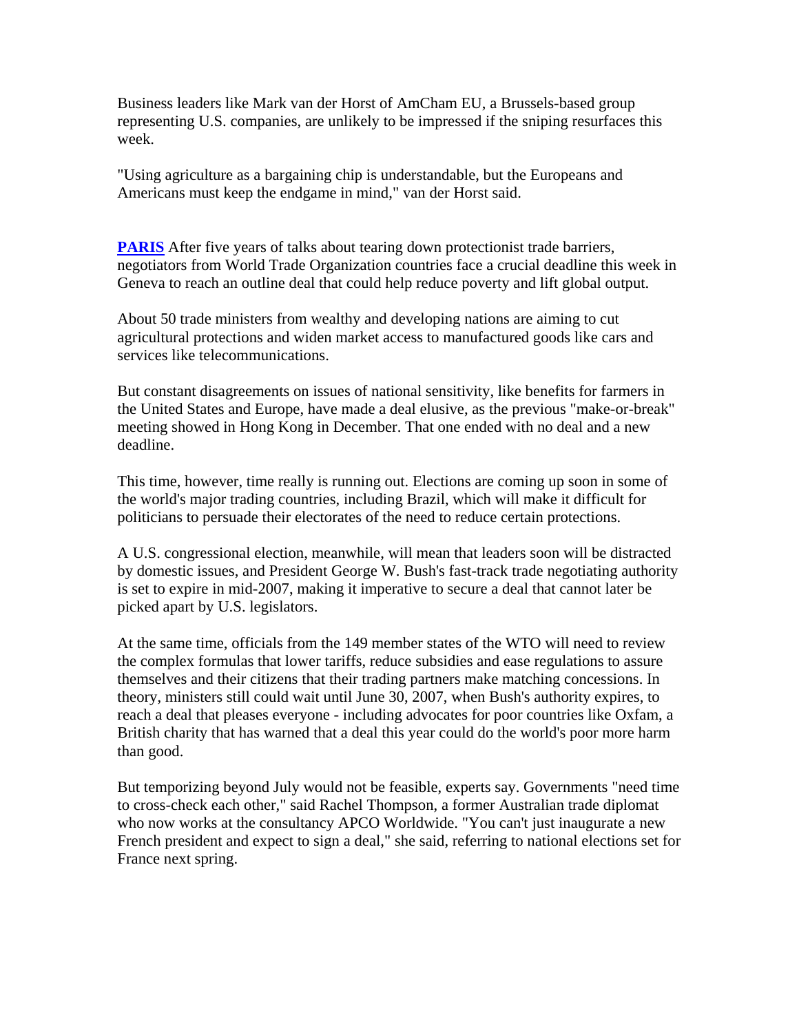Business leaders like Mark van der Horst of AmCham EU, a Brussels-based group representing U.S. companies, are unlikely to be impressed if the sniping resurfaces this week.

"Using agriculture as a bargaining chip is understandable, but the Europeans and Americans must keep the endgame in mind," van der Horst said.

**PARIS** After five years of talks about tearing down protectionist trade barriers, negotiators from World Trade Organization countries face a crucial deadline this week in Geneva to reach an outline deal that could help reduce poverty and lift global output.

About 50 trade ministers from wealthy and developing nations are aiming to cut agricultural protections and widen market access to manufactured goods like cars and services like telecommunications.

But constant disagreements on issues of national sensitivity, like benefits for farmers in the United States and Europe, have made a deal elusive, as the previous "make-or-break" meeting showed in Hong Kong in December. That one ended with no deal and a new deadline.

This time, however, time really is running out. Elections are coming up soon in some of the world's major trading countries, including Brazil, which will make it difficult for politicians to persuade their electorates of the need to reduce certain protections.

A U.S. congressional election, meanwhile, will mean that leaders soon will be distracted by domestic issues, and President George W. Bush's fast-track trade negotiating authority is set to expire in mid-2007, making it imperative to secure a deal that cannot later be picked apart by U.S. legislators.

At the same time, officials from the 149 member states of the WTO will need to review the complex formulas that lower tariffs, reduce subsidies and ease regulations to assure themselves and their citizens that their trading partners make matching concessions. In theory, ministers still could wait until June 30, 2007, when Bush's authority expires, to reach a deal that pleases everyone - including advocates for poor countries like Oxfam, a British charity that has warned that a deal this year could do the world's poor more harm than good.

But temporizing beyond July would not be feasible, experts say. Governments "need time to cross-check each other," said Rachel Thompson, a former Australian trade diplomat who now works at the consultancy APCO Worldwide. "You can't just inaugurate a new French president and expect to sign a deal," she said, referring to national elections set for France next spring.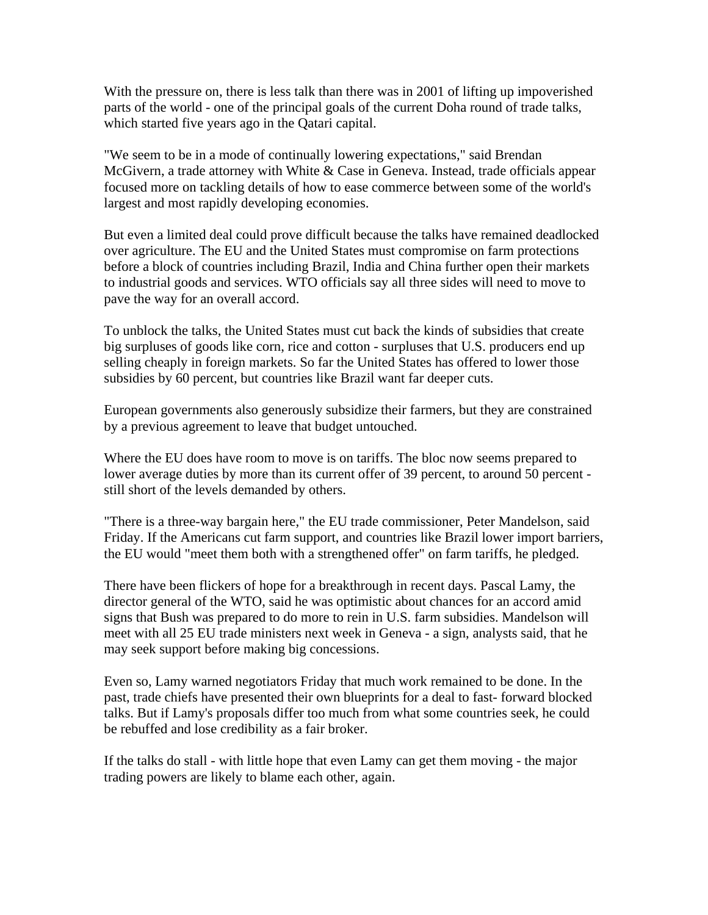With the pressure on, there is less talk than there was in 2001 of lifting up impoverished parts of the world - one of the principal goals of the current Doha round of trade talks, which started five years ago in the Qatari capital.

"We seem to be in a mode of continually lowering expectations," said Brendan McGivern, a trade attorney with White & Case in Geneva. Instead, trade officials appear focused more on tackling details of how to ease commerce between some of the world's largest and most rapidly developing economies.

But even a limited deal could prove difficult because the talks have remained deadlocked over agriculture. The EU and the United States must compromise on farm protections before a block of countries including Brazil, India and China further open their markets to industrial goods and services. WTO officials say all three sides will need to move to pave the way for an overall accord.

To unblock the talks, the United States must cut back the kinds of subsidies that create big surpluses of goods like corn, rice and cotton - surpluses that U.S. producers end up selling cheaply in foreign markets. So far the United States has offered to lower those subsidies by 60 percent, but countries like Brazil want far deeper cuts.

European governments also generously subsidize their farmers, but they are constrained by a previous agreement to leave that budget untouched.

Where the EU does have room to move is on tariffs. The bloc now seems prepared to lower average duties by more than its current offer of 39 percent, to around 50 percent - still short of the levels demanded by others.

"There is a three-way bargain here," the EU trade commissioner, Peter Mandelson, said Friday. If the Americans cut farm support, and countries like Brazil lower import barriers, the EU would "meet them both with a strengthened offer" on farm tariffs, he pledged.

There have been flickers of hope for a breakthrough in recent days. Pascal Lamy, the director general of the WTO, said he was optimistic about chances for an accord amid signs that Bush was prepared to do more to rein in U.S. farm subsidies. Mandelson will meet with all 25 EU trade ministers next week in Geneva - a sign, analysts said, that he may seek support before making big concessions.

Even so, Lamy warned negotiators Friday that much work remained to be done. In the past, trade chiefs have presented their own blueprints for a deal to fast- forward blocked talks. But if Lamy's proposals differ too much from what some countries seek, he could be rebuffed and lose credibility as a fair broker.

If the talks do stall - with little hope that even Lamy can get them moving - the major trading powers are likely to blame each other, again.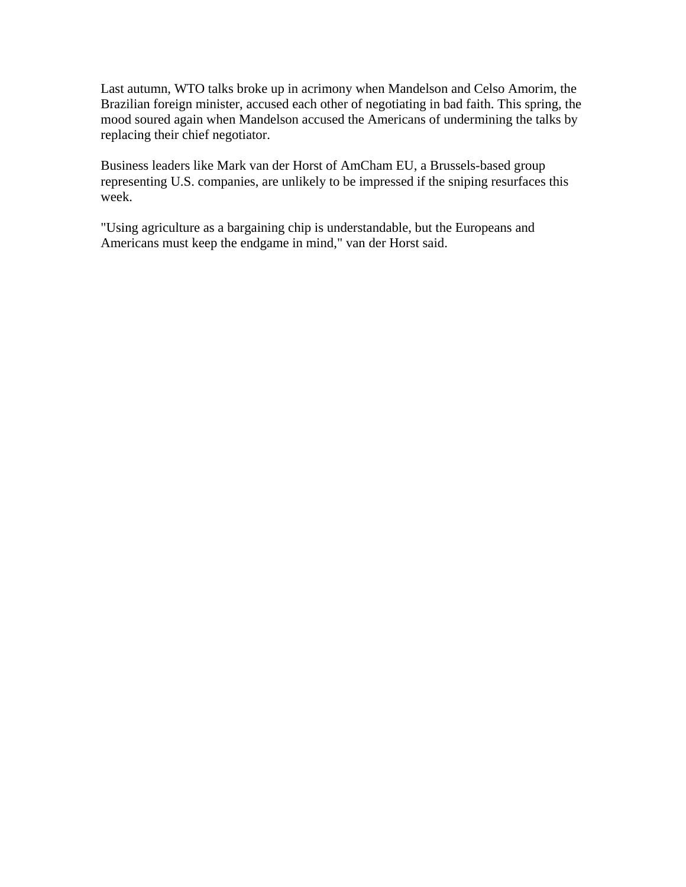Last autumn, WTO talks broke up in acrimony when Mandelson and Celso Amorim, the Brazilian foreign minister, accused each other of negotiating in bad faith. This spring, the mood soured again when Mandelson accused the Americans of undermining the talks by replacing their chief negotiator.

Business leaders like Mark van der Horst of AmCham EU, a Brussels-based group representing U.S. companies, are unlikely to be impressed if the sniping resurfaces this week.

"Using agriculture as a bargaining chip is understandable, but the Europeans and Americans must keep the endgame in mind," van der Horst said.